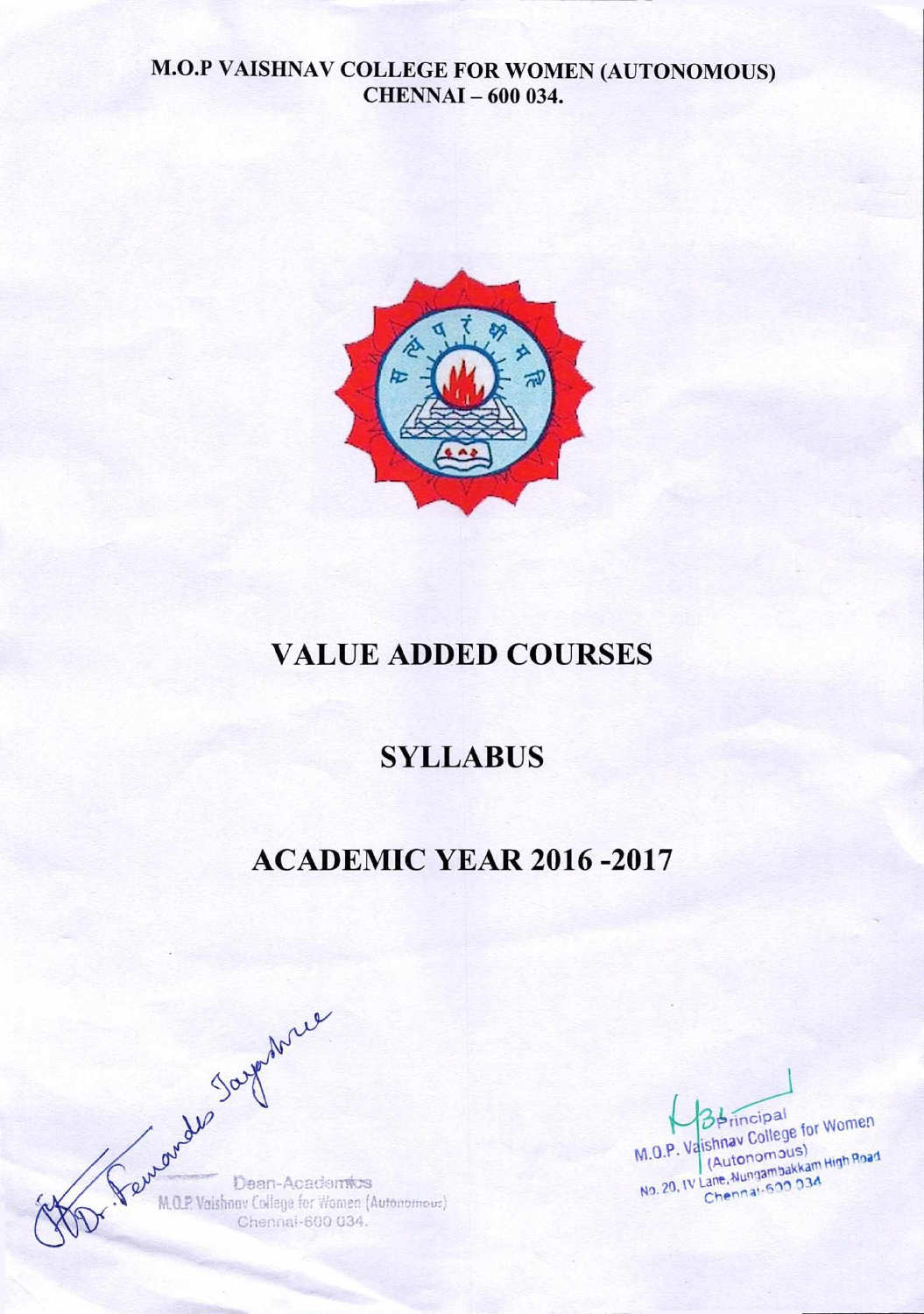**M.O.P VAISHNAV COLLEGE FOR WOMEN (AUTONOMOUS)**
**CHENNAI – 600 034.**

# VALUE ADDED COURSES

# SYLLABUS

# ACADEMIC YEAR 2016 -2017

Dean-Academics
M.O.P. Vaishnav College for Women (Autonomous)
Chennai-600 034.

Principal
M.O.P. Vaishnav College for Women
(Autonomous)
No. 20, IV Lane, Nungambakkam High Road
Chennai-600 034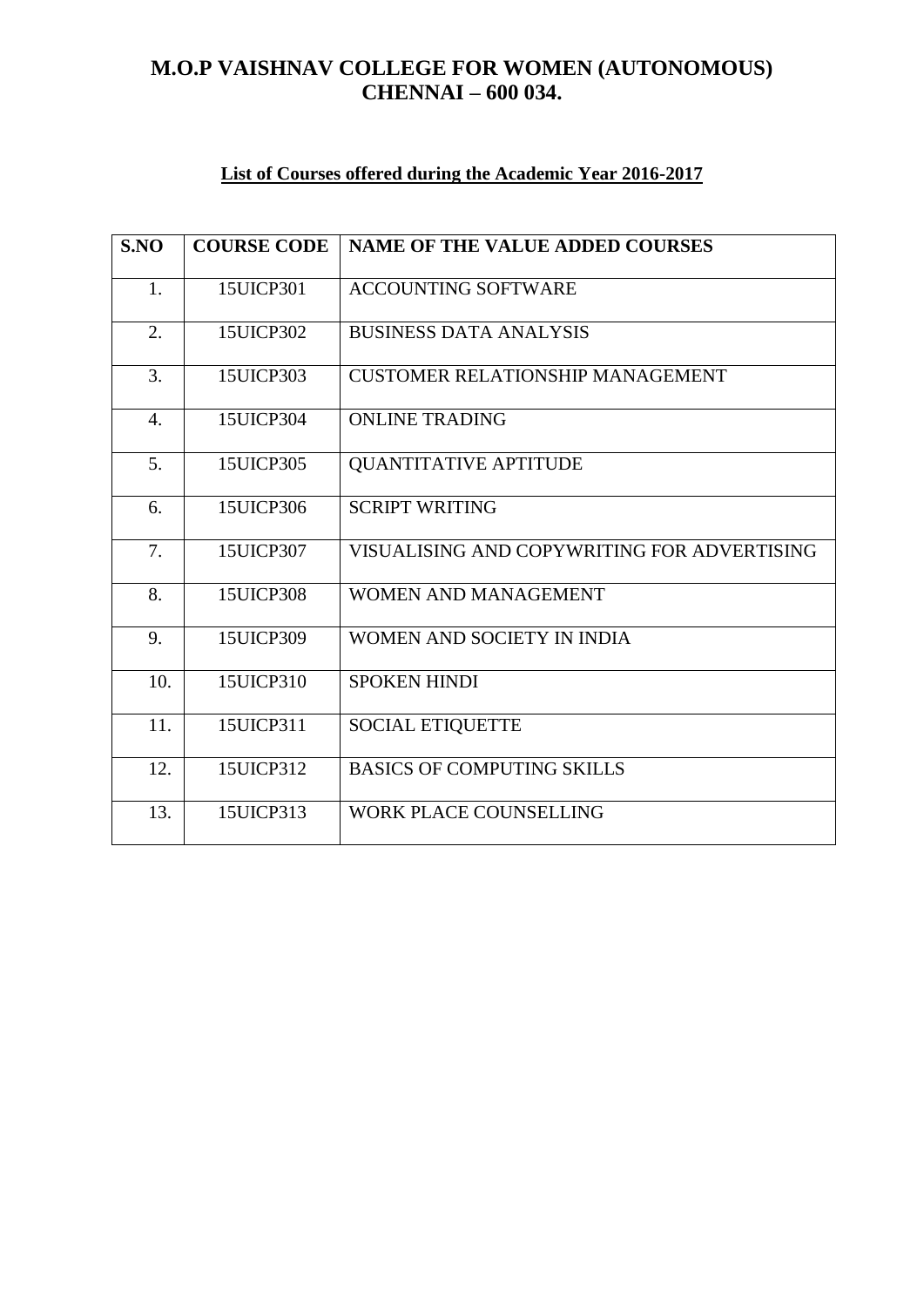# M.O.P VAISHNAV COLLEGE FOR WOMEN (AUTONOMOUS)
# CHENNAI – 600 034.

## List of Courses offered during the Academic Year 2016-2017

| S.NO | COURSE CODE | NAME OF THE VALUE ADDED COURSES |
|---|---|---|
| 1. | 15UICP301 | ACCOUNTING SOFTWARE |
| 2. | 15UICP302 | BUSINESS DATA ANALYSIS |
| 3. | 15UICP303 | CUSTOMER RELATIONSHIP MANAGEMENT |
| 4. | 15UICP304 | ONLINE TRADING |
| 5. | 15UICP305 | QUANTITATIVE APTITUDE |
| 6. | 15UICP306 | SCRIPT WRITING |
| 7. | 15UICP307 | VISUALISING AND COPYWRITING FOR ADVERTISING |
| 8. | 15UICP308 | WOMEN AND MANAGEMENT |
| 9. | 15UICP309 | WOMEN AND SOCIETY IN INDIA |
| 10. | 15UICP310 | SPOKEN HINDI |
| 11. | 15UICP311 | SOCIAL ETIQUETTE |
| 12. | 15UICP312 | BASICS OF COMPUTING SKILLS |
| 13. | 15UICP313 | WORK PLACE COUNSELLING |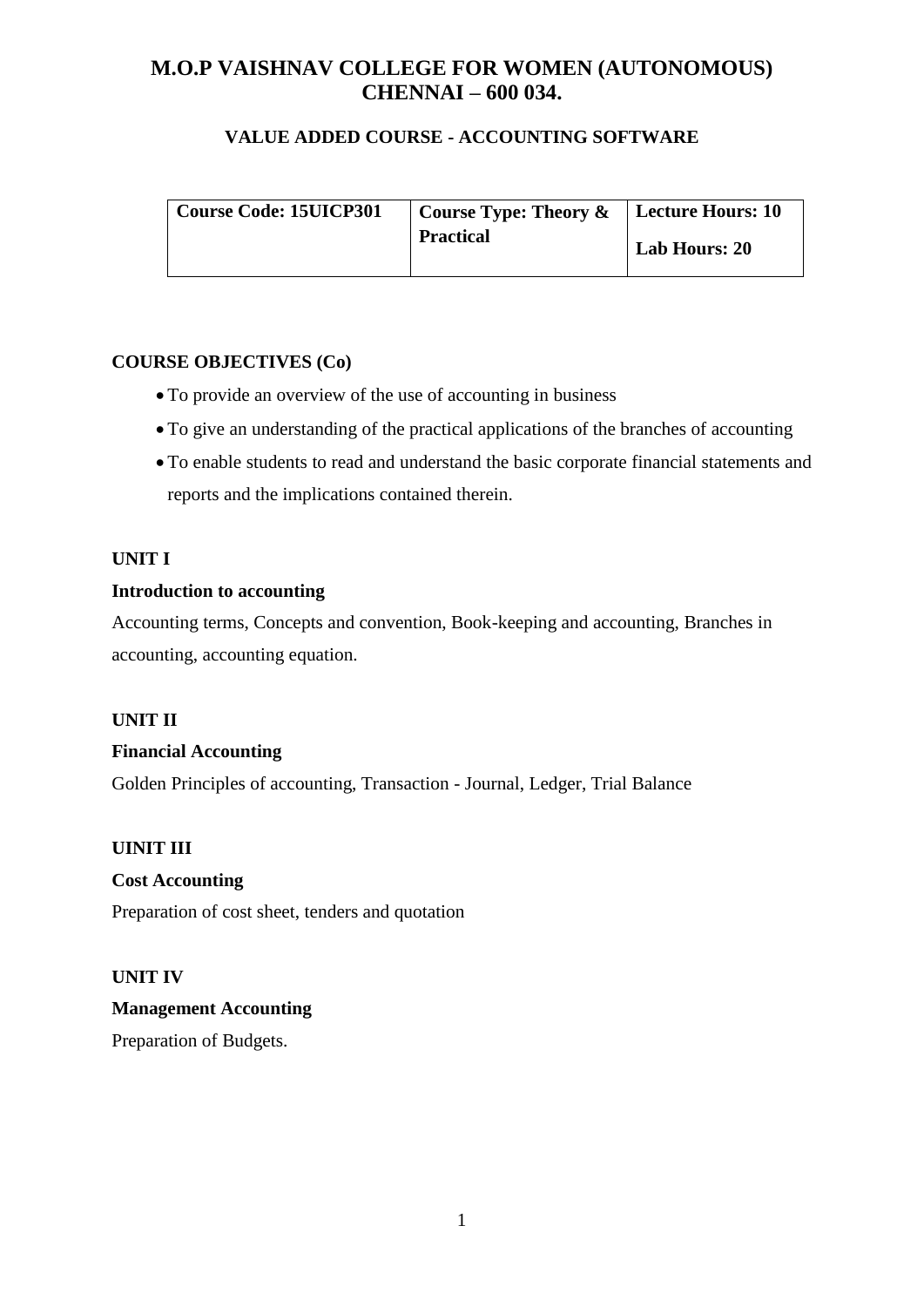# M.O.P VAISHNAV COLLEGE FOR WOMEN (AUTONOMOUS)
# CHENNAI – 600 034.

## VALUE ADDED COURSE - ACCOUNTING SOFTWARE

| | | |
|---|---|---|
| **Course Code: 15UICP301** | **Course Type: Theory & Practical** | **Lecture Hours: 10**<br>**Lab Hours: 20** |

**COURSE OBJECTIVES (Co)**

- To provide an overview of the use of accounting in business
- To give an understanding of the practical applications of the branches of accounting
- To enable students to read and understand the basic corporate financial statements and reports and the implications contained therein.

**UNIT I**

**Introduction to accounting**

Accounting terms, Concepts and convention, Book-keeping and accounting, Branches in accounting, accounting equation.

**UNIT II**

**Financial Accounting**

Golden Principles of accounting, Transaction - Journal, Ledger, Trial Balance

**UINIT III**

**Cost Accounting**

Preparation of cost sheet, tenders and quotation

**UNIT IV**

**Management Accounting**

Preparation of Budgets.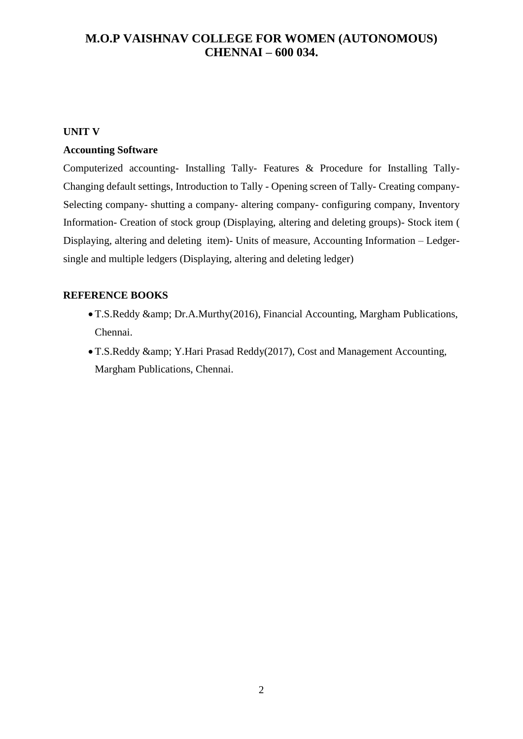# M.O.P VAISHNAV COLLEGE FOR WOMEN (AUTONOMOUS)
# CHENNAI – 600 034.

**UNIT V**

**Accounting Software**

Computerized accounting- Installing Tally- Features & Procedure for Installing Tally-Changing default settings, Introduction to Tally - Opening screen of Tally- Creating company-Selecting company- shutting a company- altering company- configuring company, Inventory Information- Creation of stock group (Displaying, altering and deleting groups)- Stock item ( Displaying, altering and deleting item)- Units of measure, Accounting Information – Ledger-single and multiple ledgers (Displaying, altering and deleting ledger)

**REFERENCE BOOKS**

- T.S.Reddy &amp; Dr.A.Murthy(2016), Financial Accounting, Margham Publications, Chennai.
- T.S.Reddy &amp; Y.Hari Prasad Reddy(2017), Cost and Management Accounting, Margham Publications, Chennai.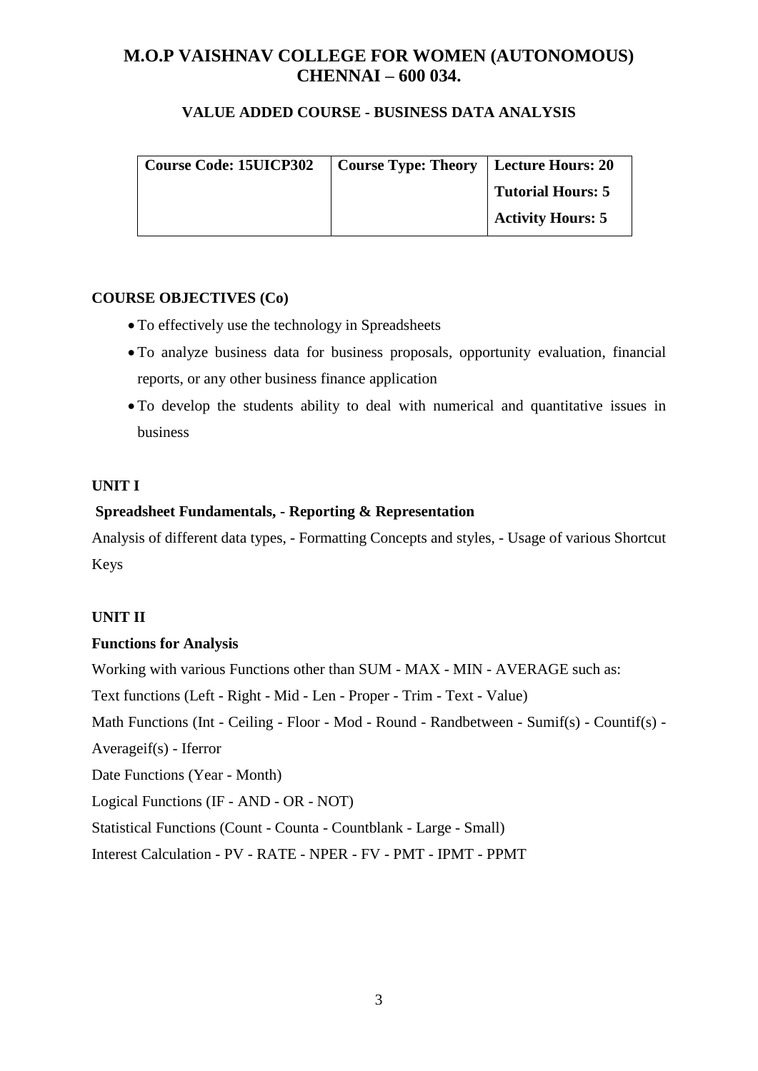# M.O.P VAISHNAV COLLEGE FOR WOMEN (AUTONOMOUS)
# CHENNAI – 600 034.

### VALUE ADDED COURSE - BUSINESS DATA ANALYSIS

| | | |
|---|---|---|
| **Course Code: 15UICP302** | **Course Type: Theory** | **Lecture Hours: 20**<br>**Tutorial Hours: 5**<br>**Activity Hours: 5** |

**COURSE OBJECTIVES (Co)**

- To effectively use the technology in Spreadsheets
- To analyze business data for business proposals, opportunity evaluation, financial reports, or any other business finance application
- To develop the students ability to deal with numerical and quantitative issues in business

**UNIT I**

**Spreadsheet Fundamentals, - Reporting & Representation**

Analysis of different data types, - Formatting Concepts and styles, - Usage of various Shortcut Keys

**UNIT II**

**Functions for Analysis**

Working with various Functions other than SUM - MAX - MIN - AVERAGE such as:

Text functions (Left - Right - Mid - Len - Proper - Trim - Text - Value)

Math Functions (Int - Ceiling - Floor - Mod - Round - Randbetween - Sumif(s) - Countif(s) - Averageif(s) - Iferror

Date Functions (Year - Month)

Logical Functions (IF - AND - OR - NOT)

Statistical Functions (Count - Counta - Countblank - Large - Small)

Interest Calculation - PV - RATE - NPER - FV - PMT - IPMT - PPMT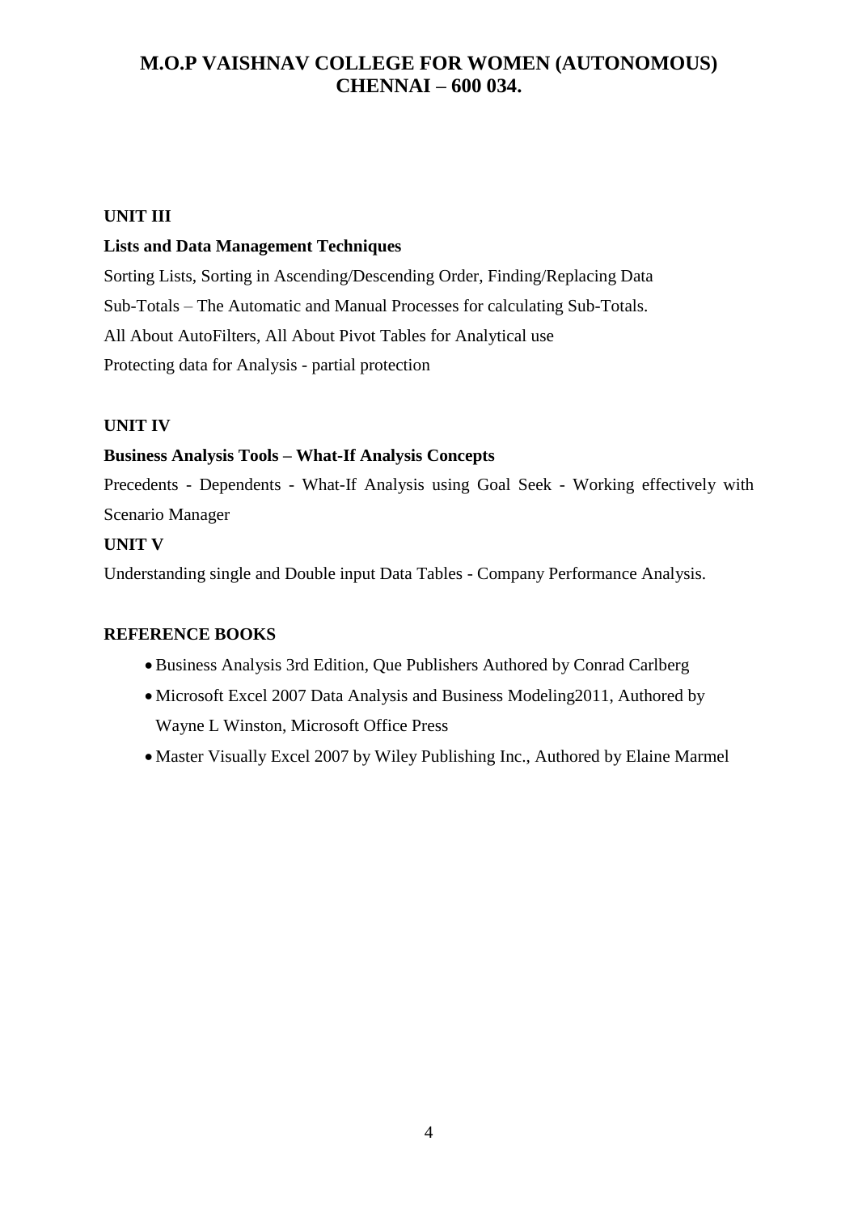# M.O.P VAISHNAV COLLEGE FOR WOMEN (AUTONOMOUS) CHENNAI – 600 034.

**UNIT III**

**Lists and Data Management Techniques**

Sorting Lists, Sorting in Ascending/Descending Order, Finding/Replacing Data

Sub-Totals – The Automatic and Manual Processes for calculating Sub-Totals.

All About AutoFilters, All About Pivot Tables for Analytical use

Protecting data for Analysis - partial protection

**UNIT IV**

**Business Analysis Tools – What-If Analysis Concepts**

Precedents - Dependents - What-If Analysis using Goal Seek - Working effectively with Scenario Manager

**UNIT V**

Understanding single and Double input Data Tables - Company Performance Analysis.

**REFERENCE BOOKS**

- Business Analysis 3rd Edition, Que Publishers Authored by Conrad Carlberg
- Microsoft Excel 2007 Data Analysis and Business Modeling2011, Authored by Wayne L Winston, Microsoft Office Press
- Master Visually Excel 2007 by Wiley Publishing Inc., Authored by Elaine Marmel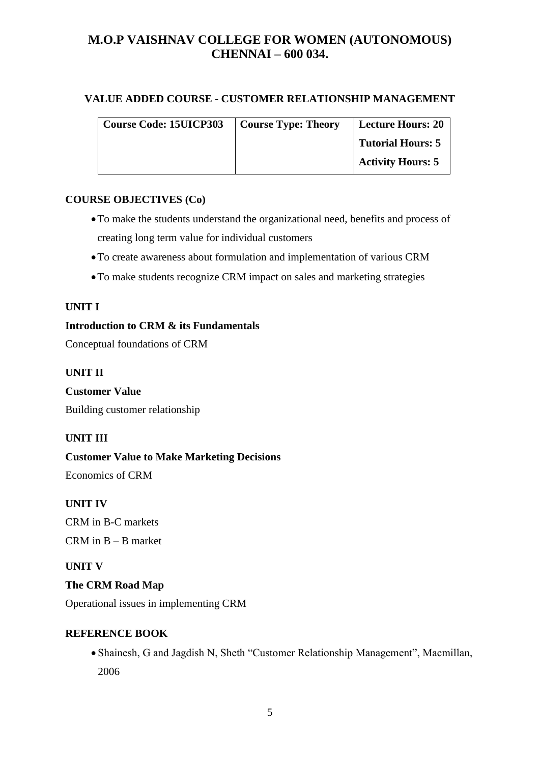# M.O.P VAISHNAV COLLEGE FOR WOMEN (AUTONOMOUS)
# CHENNAI – 600 034.

## VALUE ADDED COURSE - CUSTOMER RELATIONSHIP MANAGEMENT

| | | |
|---|---|---|
| **Course Code: 15UICP303** | **Course Type: Theory** | **Lecture Hours: 20**<br>**Tutorial Hours: 5**<br>**Activity Hours: 5** |

### COURSE OBJECTIVES (Co)

- To make the students understand the organizational need, benefits and process of creating long term value for individual customers
- To create awareness about formulation and implementation of various CRM
- To make students recognize CRM impact on sales and marketing strategies

### UNIT I

**Introduction to CRM & its Fundamentals**

Conceptual foundations of CRM

### UNIT II

**Customer Value**

Building customer relationship

### UNIT III

**Customer Value to Make Marketing Decisions**

Economics of CRM

### UNIT IV

CRM in B-C markets

CRM in B – B market

### UNIT V

**The CRM Road Map**

Operational issues in implementing CRM

### REFERENCE BOOK

- Shainesh, G and Jagdish N, Sheth "Customer Relationship Management", Macmillan, 2006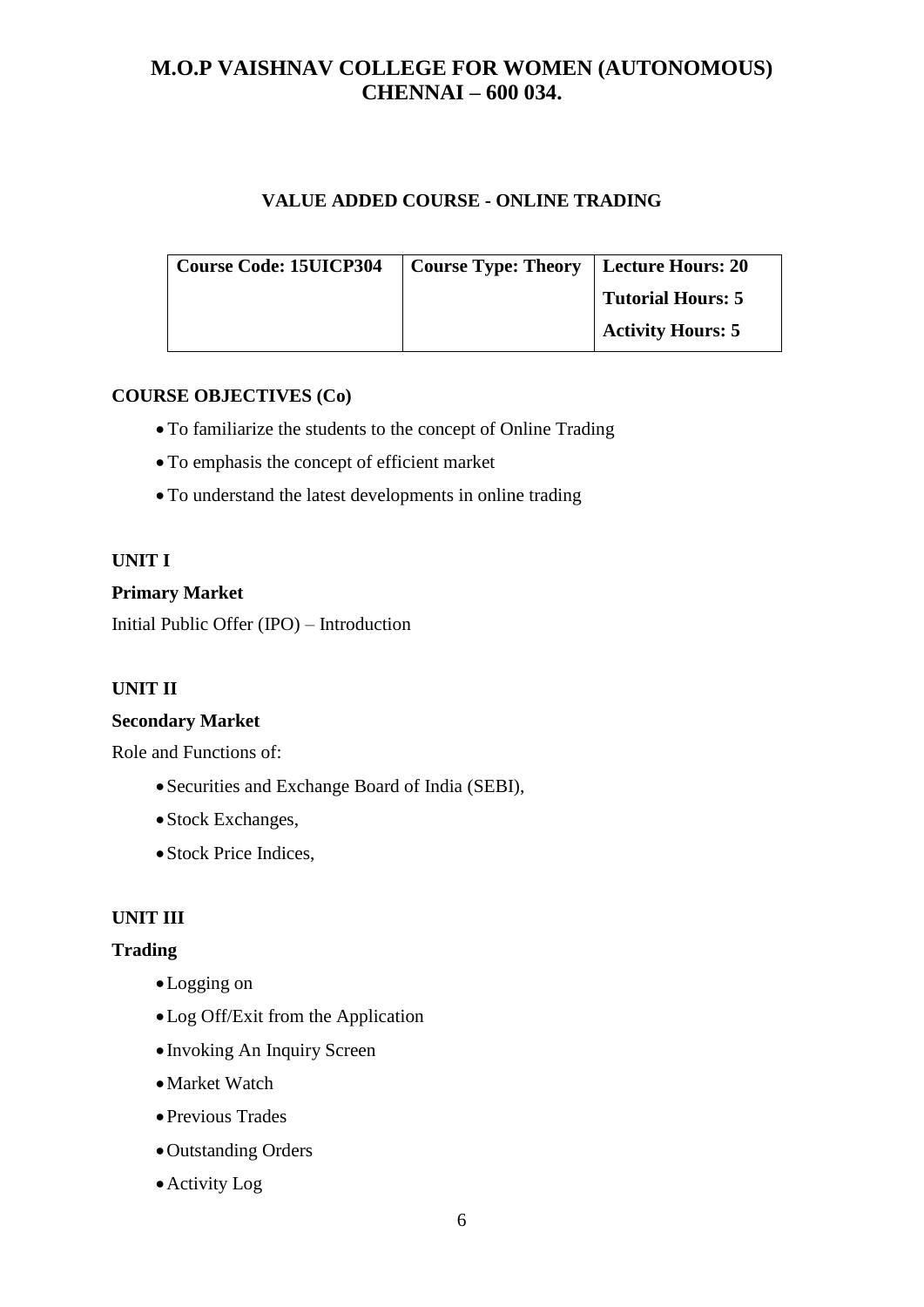# M.O.P VAISHNAV COLLEGE FOR WOMEN (AUTONOMOUS)
# CHENNAI – 600 034.

## VALUE ADDED COURSE - ONLINE TRADING

| | | |
|---|---|---|
| **Course Code: 15UICP304** | **Course Type: Theory** | **Lecture Hours: 20**<br>**Tutorial Hours: 5**<br>**Activity Hours: 5** |

### COURSE OBJECTIVES (Co)

- To familiarize the students to the concept of Online Trading
- To emphasis the concept of efficient market
- To understand the latest developments in online trading

### UNIT I

**Primary Market**

Initial Public Offer (IPO) – Introduction

### UNIT II

**Secondary Market**

Role and Functions of:

- Securities and Exchange Board of India (SEBI),
- Stock Exchanges,
- Stock Price Indices,

### UNIT III

**Trading**

- Logging on
- Log Off/Exit from the Application
- Invoking An Inquiry Screen
- Market Watch
- Previous Trades
- Outstanding Orders
- Activity Log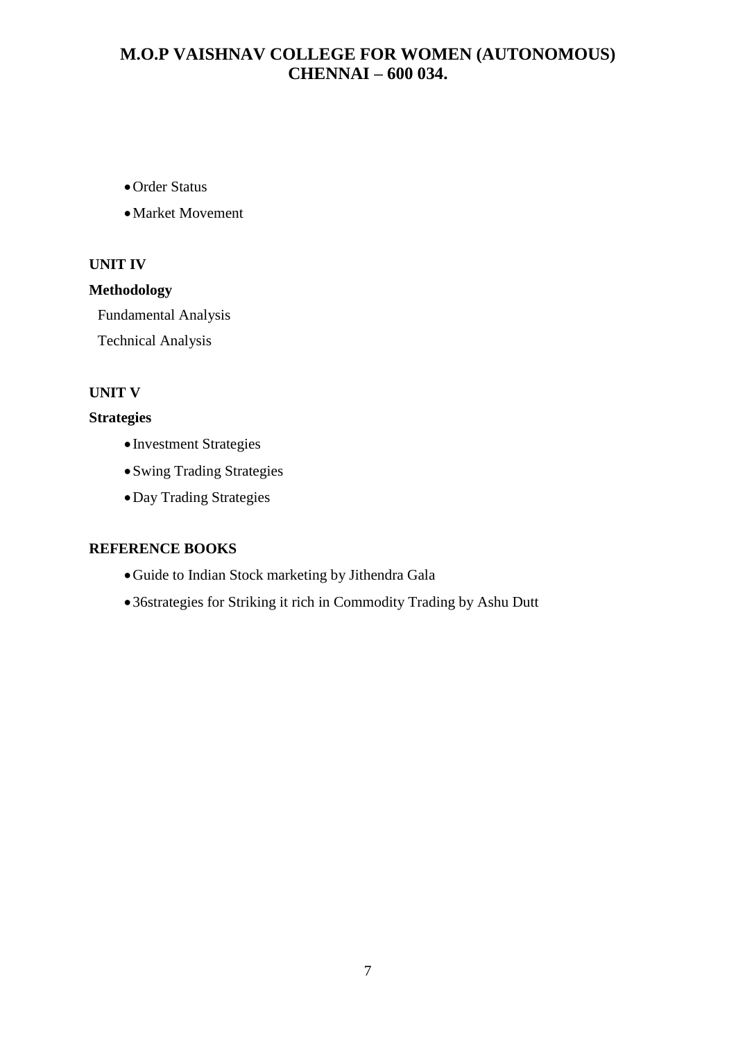- Order Status
- Market Movement

**UNIT IV**

**Methodology**

Fundamental Analysis

Technical Analysis

**UNIT V**

**Strategies**

- Investment Strategies
- Swing Trading Strategies
- Day Trading Strategies

**REFERENCE BOOKS**

- Guide to Indian Stock marketing by Jithendra Gala
- 36strategies for Striking it rich in Commodity Trading by Ashu Dutt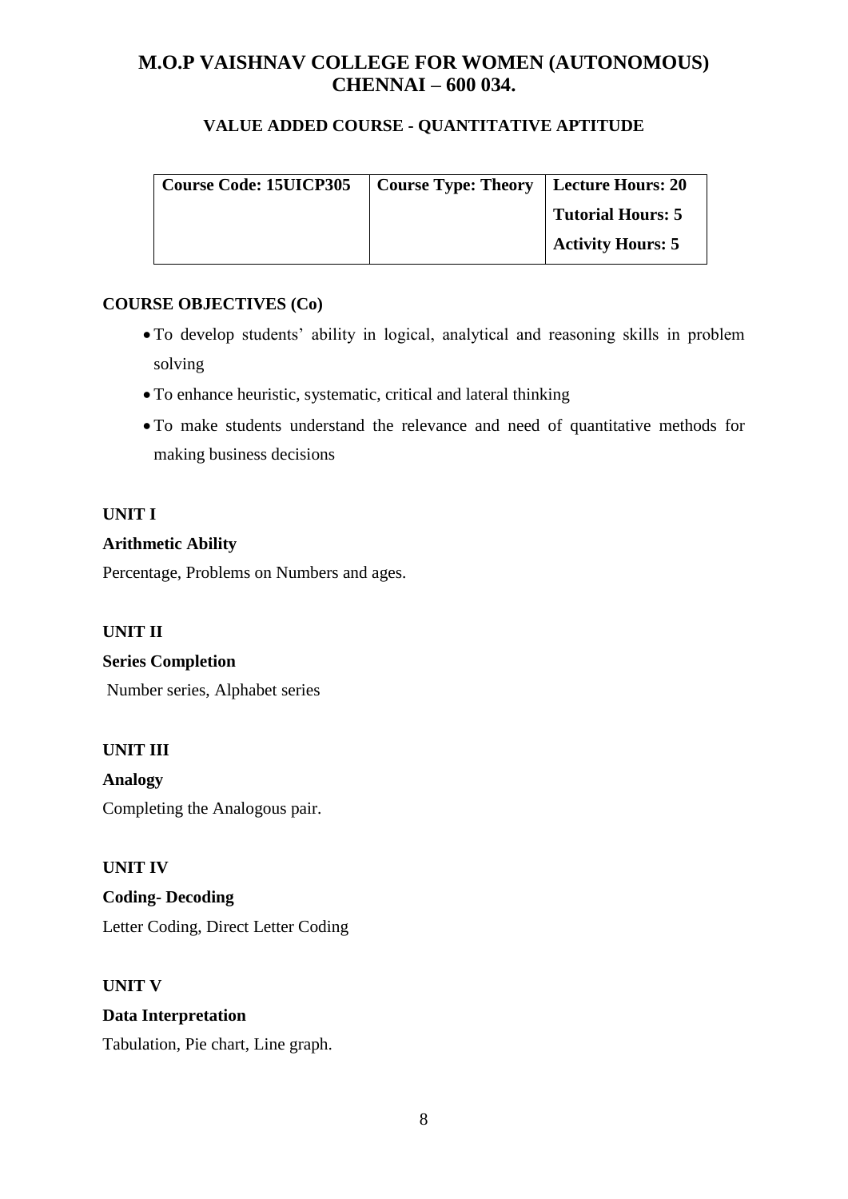# M.O.P VAISHNAV COLLEGE FOR WOMEN (AUTONOMOUS)
# CHENNAI – 600 034.

## VALUE ADDED COURSE - QUANTITATIVE APTITUDE

| | | |
|---|---|---|
| **Course Code: 15UICP305** | **Course Type: Theory** | **Lecture Hours: 20** |
| | | **Tutorial Hours: 5** |
| | | **Activity Hours: 5** |

**COURSE OBJECTIVES (Co)**

- To develop students' ability in logical, analytical and reasoning skills in problem solving
- To enhance heuristic, systematic, critical and lateral thinking
- To make students understand the relevance and need of quantitative methods for making business decisions

**UNIT I**

**Arithmetic Ability**

Percentage, Problems on Numbers and ages.

**UNIT II**

**Series Completion**

Number series, Alphabet series

**UNIT III**

**Analogy**

Completing the Analogous pair.

**UNIT IV**

**Coding- Decoding**

Letter Coding, Direct Letter Coding

**UNIT V**

**Data Interpretation**

Tabulation, Pie chart, Line graph.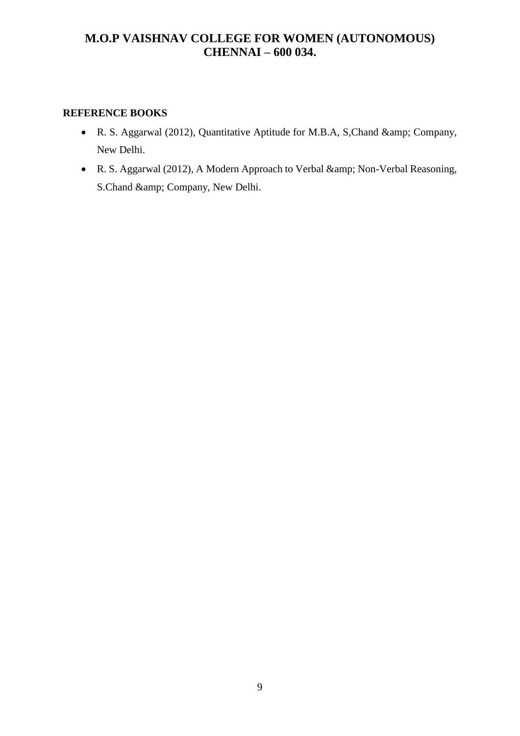**REFERENCE BOOKS**

- R. S. Aggarwal (2012), Quantitative Aptitude for M.B.A, S,Chand &amp; Company, New Delhi.
- R. S. Aggarwal (2012), A Modern Approach to Verbal &amp; Non-Verbal Reasoning, S.Chand &amp; Company, New Delhi.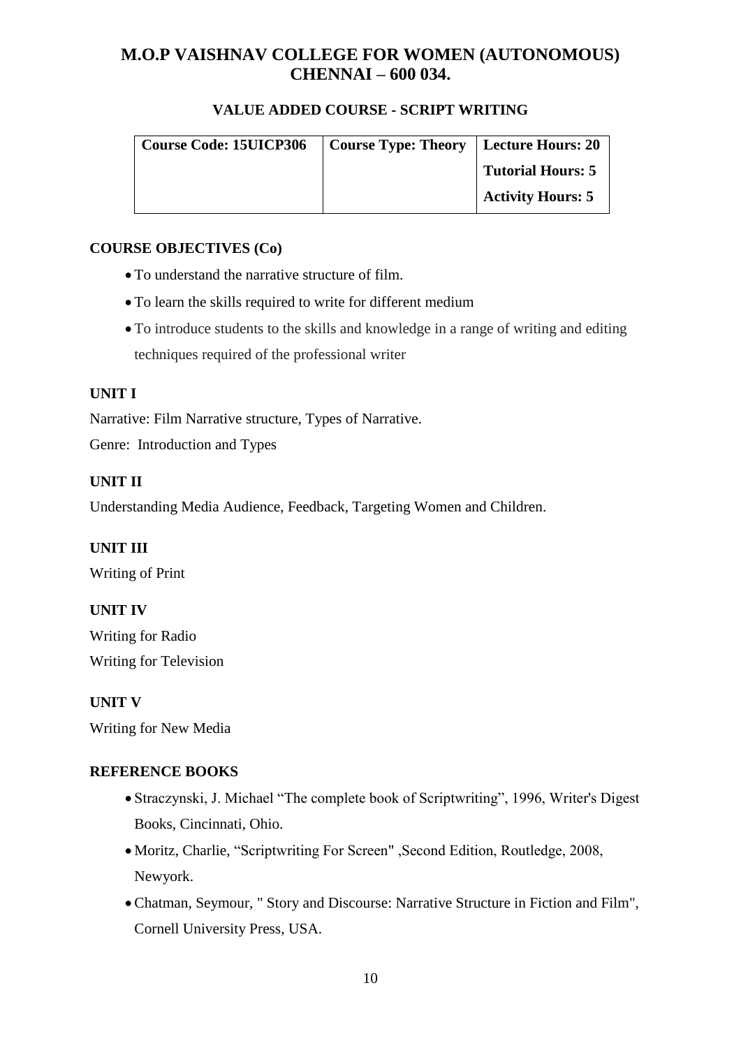# M.O.P VAISHNAV COLLEGE FOR WOMEN (AUTONOMOUS) CHENNAI – 600 034.

## VALUE ADDED COURSE - SCRIPT WRITING

| Course Code: 15UICP306 | Course Type: Theory | Lecture Hours: 20 |
|---|---|---|
| | | Tutorial Hours: 5 |
| | | Activity Hours: 5 |

### COURSE OBJECTIVES (Co)

- To understand the narrative structure of film.
- To learn the skills required to write for different medium
- To introduce students to the skills and knowledge in a range of writing and editing techniques required of the professional writer

### UNIT I

Narrative: Film Narrative structure, Types of Narrative.

Genre: Introduction and Types

### UNIT II

Understanding Media Audience, Feedback, Targeting Women and Children.

### UNIT III

Writing of Print

### UNIT IV

Writing for Radio

Writing for Television

### UNIT V

Writing for New Media

### REFERENCE BOOKS

- Straczynski, J. Michael "The complete book of Scriptwriting", 1996, Writer's Digest Books, Cincinnati, Ohio.
- Moritz, Charlie, "Scriptwriting For Screen" ,Second Edition, Routledge, 2008, Newyork.
- Chatman, Seymour, " Story and Discourse: Narrative Structure in Fiction and Film", Cornell University Press, USA.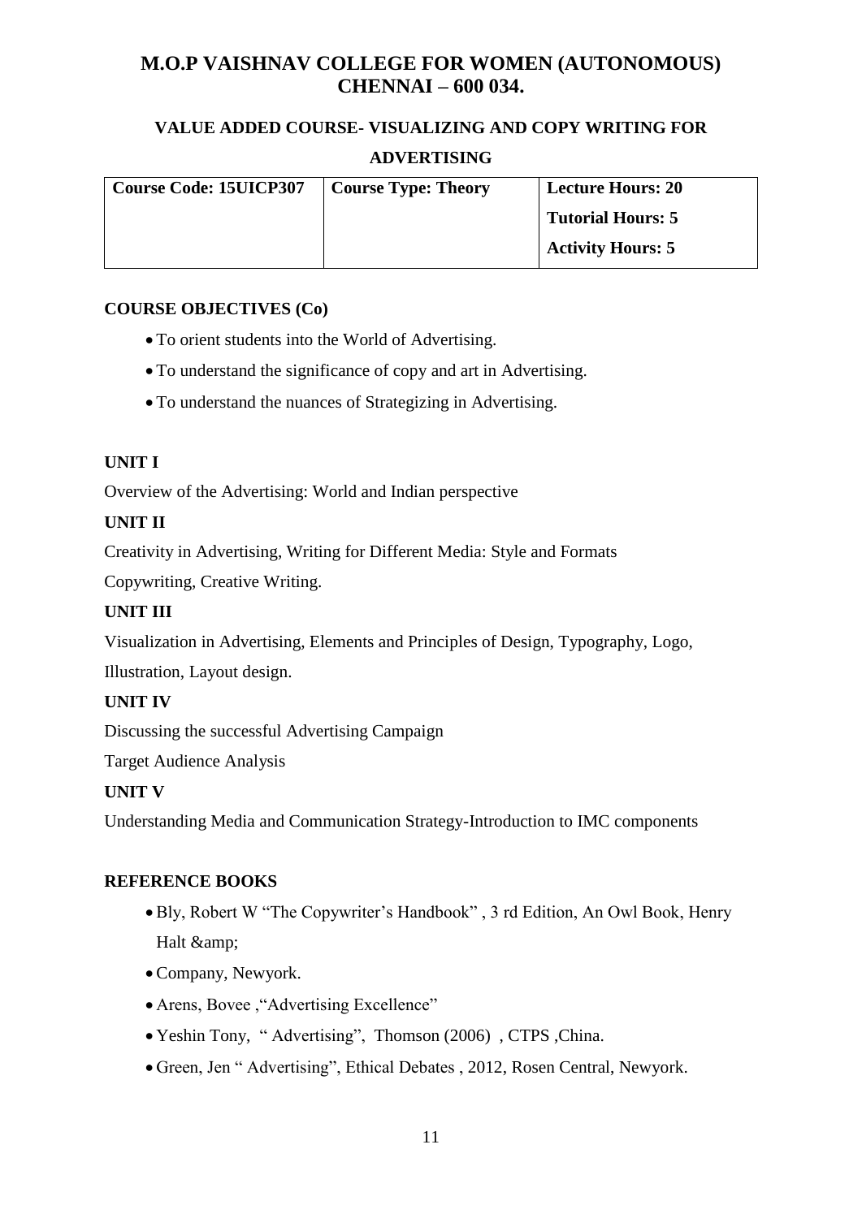# M.O.P VAISHNAV COLLEGE FOR WOMEN (AUTONOMOUS) CHENNAI – 600 034.

## VALUE ADDED COURSE- VISUALIZING AND COPY WRITING FOR ADVERTISING

| | | |
|---|---|---|
| **Course Code: 15UICP307** | **Course Type: Theory** | **Lecture Hours: 20**<br>**Tutorial Hours: 5**<br>**Activity Hours: 5** |

**COURSE OBJECTIVES (Co)**

- To orient students into the World of Advertising.
- To understand the significance of copy and art in Advertising.
- To understand the nuances of Strategizing in Advertising.

**UNIT I**

Overview of the Advertising: World and Indian perspective

**UNIT II**

Creativity in Advertising, Writing for Different Media: Style and Formats

Copywriting, Creative Writing.

**UNIT III**

Visualization in Advertising, Elements and Principles of Design, Typography, Logo, Illustration, Layout design.

**UNIT IV**

Discussing the successful Advertising Campaign

Target Audience Analysis

**UNIT V**

Understanding Media and Communication Strategy-Introduction to IMC components

**REFERENCE BOOKS**

- Bly, Robert W "The Copywriter's Handbook" , 3 rd Edition, An Owl Book, Henry Halt &amp;
- Company, Newyork.
- Arens, Bovee ,"Advertising Excellence"
- Yeshin Tony, " Advertising", Thomson (2006) , CTPS ,China.
- Green, Jen " Advertising", Ethical Debates , 2012, Rosen Central, Newyork.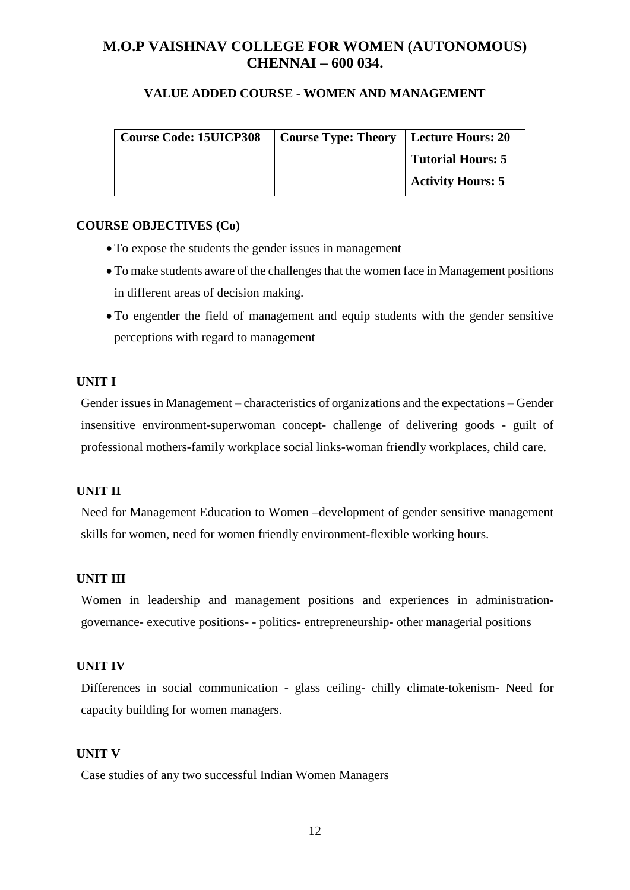# M.O.P VAISHNAV COLLEGE FOR WOMEN (AUTONOMOUS)
# CHENNAI – 600 034.

## VALUE ADDED COURSE - WOMEN AND MANAGEMENT

| | | |
|---|---|---|
| **Course Code: 15UICP308** | **Course Type: Theory** | **Lecture Hours: 20** |
| | | **Tutorial Hours: 5** |
| | | **Activity Hours: 5** |

### COURSE OBJECTIVES (Co)

- To expose the students the gender issues in management
- To make students aware of the challenges that the women face in Management positions in different areas of decision making.
- To engender the field of management and equip students with the gender sensitive perceptions with regard to management

### UNIT I

Gender issues in Management – characteristics of organizations and the expectations – Gender insensitive environment-superwoman concept- challenge of delivering goods - guilt of professional mothers-family workplace social links-woman friendly workplaces, child care.

### UNIT II

Need for Management Education to Women –development of gender sensitive management skills for women, need for women friendly environment-flexible working hours.

### UNIT III

Women in leadership and management positions and experiences in administration-governance- executive positions- - politics- entrepreneurship- other managerial positions

### UNIT IV

Differences in social communication - glass ceiling- chilly climate-tokenism- Need for capacity building for women managers.

### UNIT V

Case studies of any two successful Indian Women Managers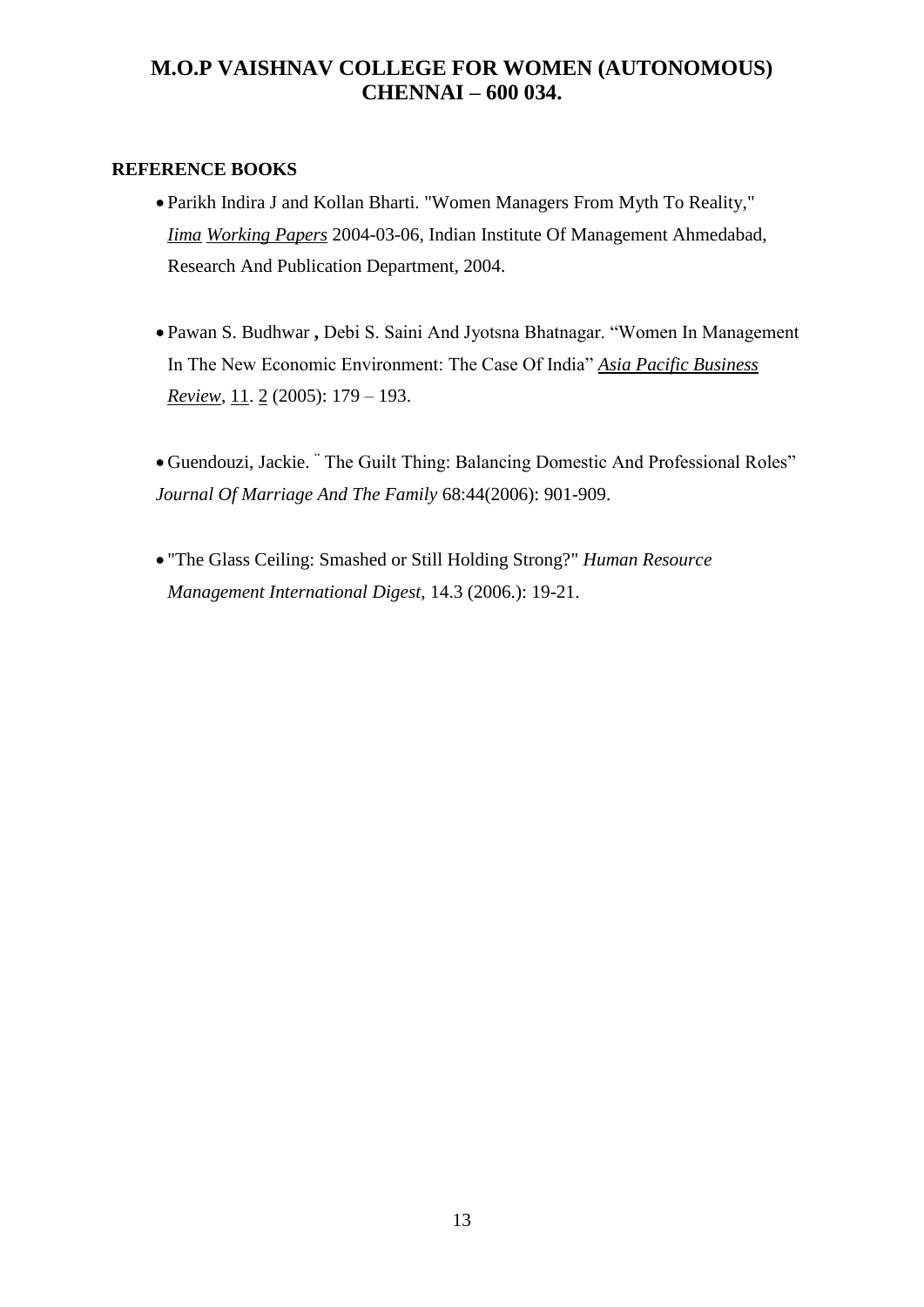**REFERENCE BOOKS**

- Parikh Indira J and Kollan Bharti. "Women Managers From Myth To Reality," *Iima Working Papers* 2004-03-06, Indian Institute Of Management Ahmedabad, Research And Publication Department, 2004.

- Pawan S. Budhwar **,** Debi S. Saini And Jyotsna Bhatnagar. "Women In Management In The New Economic Environment: The Case Of India" *Asia Pacific Business Review*, 11. 2 (2005): 179 – 193.

- Guendouzi, Jackie. " The Guilt Thing: Balancing Domestic And Professional Roles" *Journal Of Marriage And The Family* 68:44(2006): 901-909.

- "The Glass Ceiling: Smashed or Still Holding Strong?" *Human Resource Management International Digest*, 14.3 (2006.): 19-21.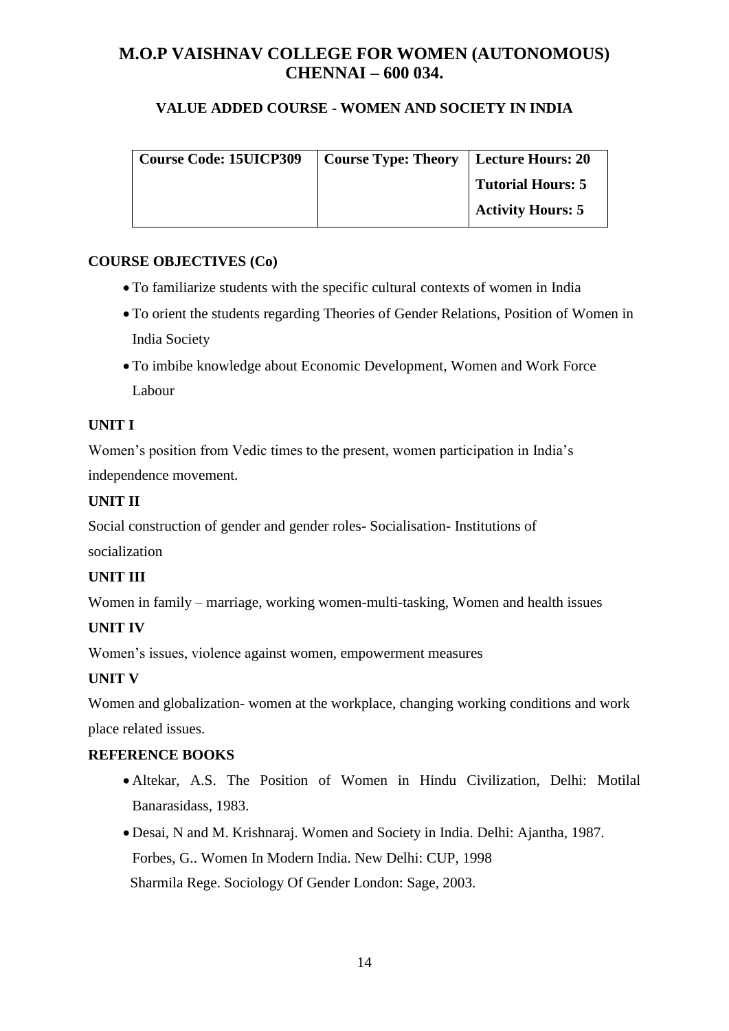# M.O.P VAISHNAV COLLEGE FOR WOMEN (AUTONOMOUS) CHENNAI – 600 034.

## VALUE ADDED COURSE - WOMEN AND SOCIETY IN INDIA

| | | |
|---|---|---|
| **Course Code: 15UICP309** | **Course Type: Theory** | **Lecture Hours: 20**<br>**Tutorial Hours: 5**<br>**Activity Hours: 5** |

### COURSE OBJECTIVES (Co)

- To familiarize students with the specific cultural contexts of women in India
- To orient the students regarding Theories of Gender Relations, Position of Women in India Society
- To imbibe knowledge about Economic Development, Women and Work Force Labour

### UNIT I

Women's position from Vedic times to the present, women participation in India's independence movement.

### UNIT II

Social construction of gender and gender roles- Socialisation- Institutions of socialization

### UNIT III

Women in family – marriage, working women-multi-tasking, Women and health issues

### UNIT IV

Women's issues, violence against women, empowerment measures

### UNIT V

Women and globalization- women at the workplace, changing working conditions and work place related issues.

### REFERENCE BOOKS

- Altekar, A.S. The Position of Women in Hindu Civilization, Delhi: Motilal Banarasidass, 1983.
- Desai, N and M. Krishnaraj. Women and Society in India. Delhi: Ajantha, 1987.
  Forbes, G.. Women In Modern India. New Delhi: CUP, 1998
  Sharmila Rege. Sociology Of Gender London: Sage, 2003.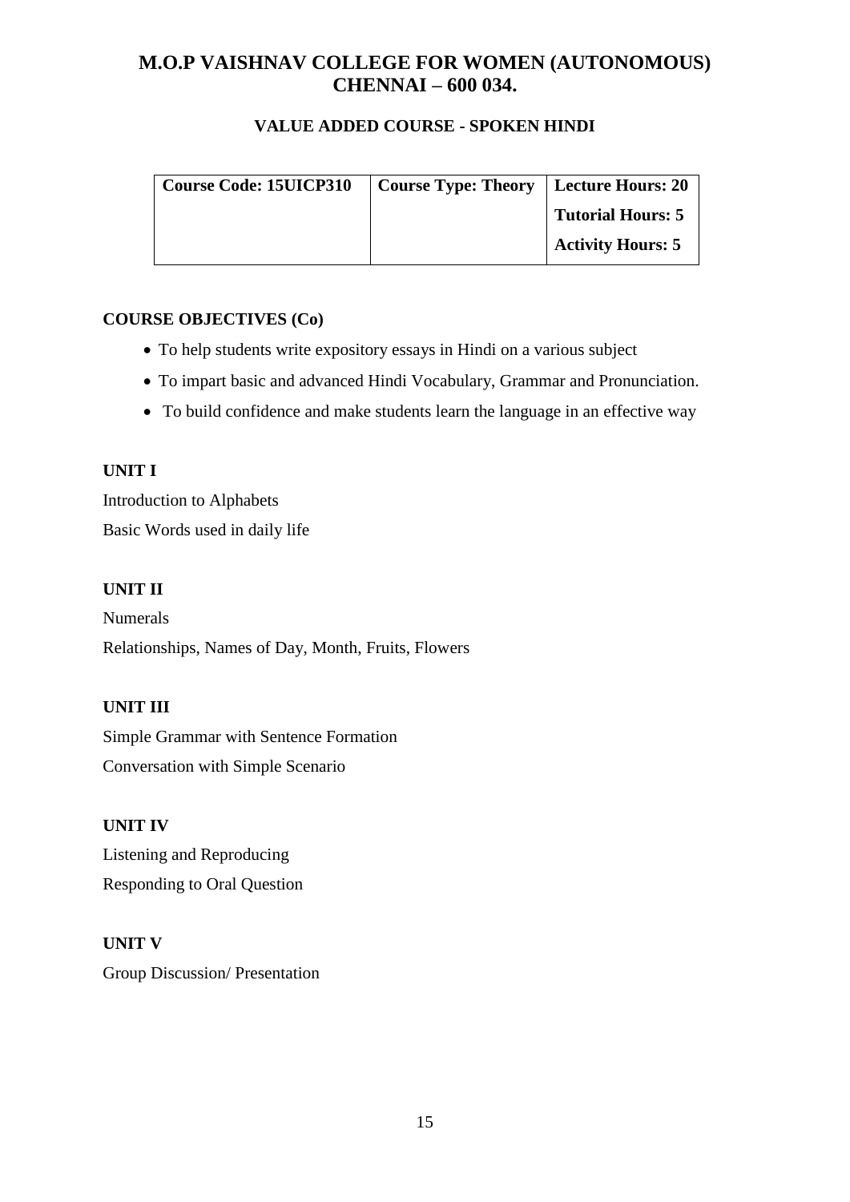# M.O.P VAISHNAV COLLEGE FOR WOMEN (AUTONOMOUS) CHENNAI – 600 034.

## VALUE ADDED COURSE - SPOKEN HINDI

| | | |
|---|---|---|
| **Course Code: 15UICP310** | **Course Type: Theory** | **Lecture Hours: 20**<br>**Tutorial Hours: 5**<br>**Activity Hours: 5** |

### COURSE OBJECTIVES (Co)

- To help students write expository essays in Hindi on a various subject
- To impart basic and advanced Hindi Vocabulary, Grammar and Pronunciation.
- To build confidence and make students learn the language in an effective way

### UNIT I

Introduction to Alphabets

Basic Words used in daily life

### UNIT II

Numerals

Relationships, Names of Day, Month, Fruits, Flowers

### UNIT III

Simple Grammar with Sentence Formation

Conversation with Simple Scenario

### UNIT IV

Listening and Reproducing

Responding to Oral Question

### UNIT V

Group Discussion/ Presentation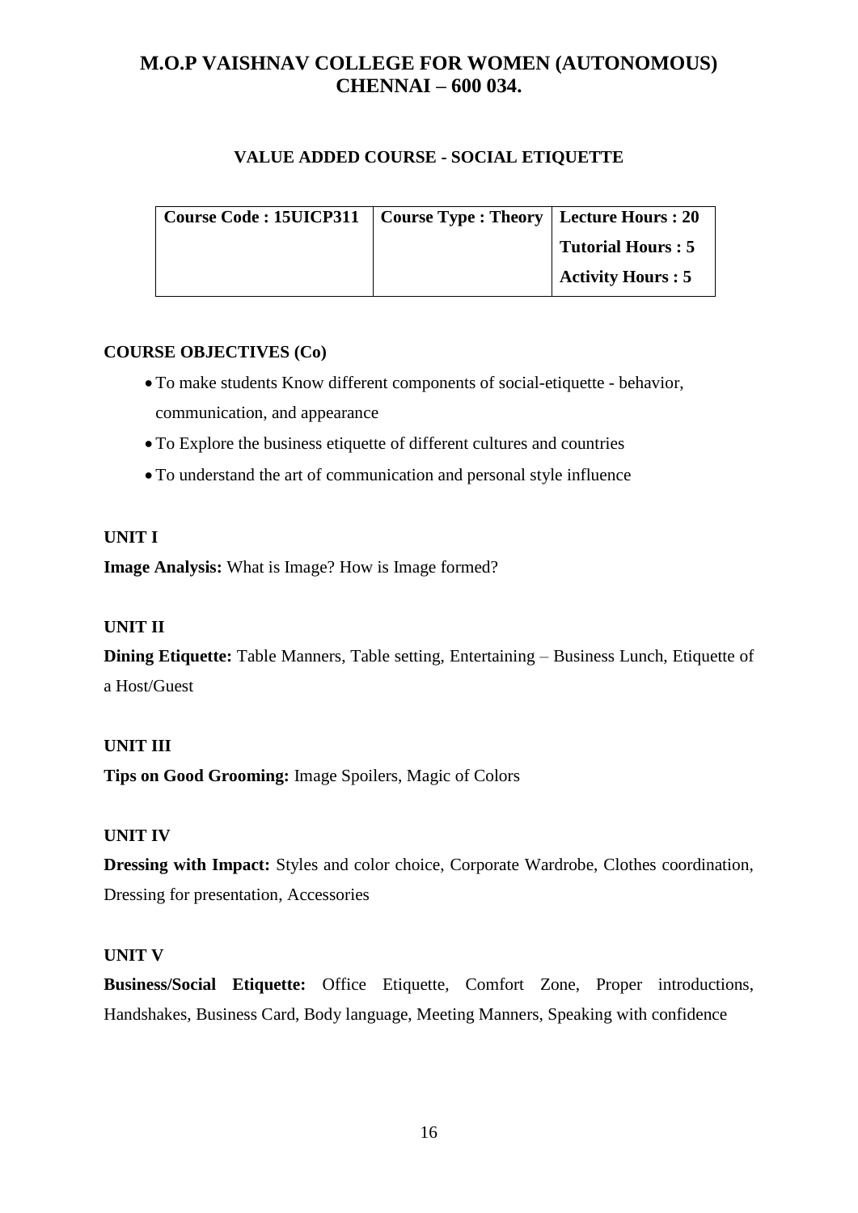# M.O.P VAISHNAV COLLEGE FOR WOMEN (AUTONOMOUS)
# CHENNAI – 600 034.

## VALUE ADDED COURSE - SOCIAL ETIQUETTE

| | | |
|---|---|---|
| **Course Code : 15UICP311** | **Course Type : Theory** | **Lecture Hours : 20**<br>**Tutorial Hours : 5**<br>**Activity Hours : 5** |

**COURSE OBJECTIVES (Co)**

- To make students Know different components of social-etiquette - behavior, communication, and appearance
- To Explore the business etiquette of different cultures and countries
- To understand the art of communication and personal style influence

**UNIT I**

**Image Analysis:** What is Image? How is Image formed?

**UNIT II**

**Dining Etiquette:** Table Manners, Table setting, Entertaining – Business Lunch, Etiquette of a Host/Guest

**UNIT III**

**Tips on Good Grooming:** Image Spoilers, Magic of Colors

**UNIT IV**

**Dressing with Impact:** Styles and color choice, Corporate Wardrobe, Clothes coordination, Dressing for presentation, Accessories

**UNIT V**

**Business/Social Etiquette:** Office Etiquette, Comfort Zone, Proper introductions, Handshakes, Business Card, Body language, Meeting Manners, Speaking with confidence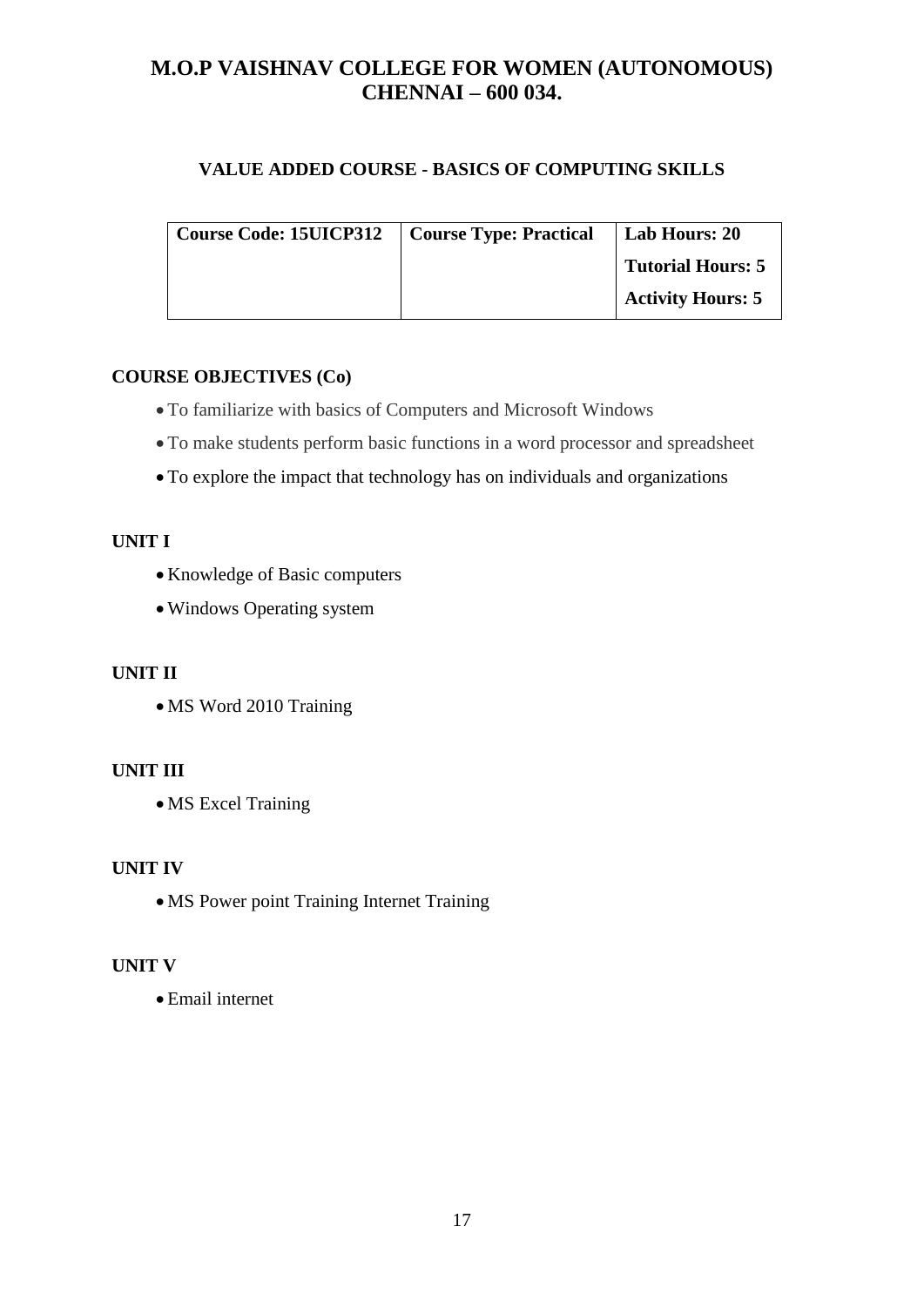# M.O.P VAISHNAV COLLEGE FOR WOMEN (AUTONOMOUS) CHENNAI – 600 034.

### VALUE ADDED COURSE - BASICS OF COMPUTING SKILLS

| | | |
|---|---|---|
| **Course Code: 15UICP312** | **Course Type: Practical** | **Lab Hours: 20**<br>**Tutorial Hours: 5**<br>**Activity Hours: 5** |

**COURSE OBJECTIVES (Co)**

- To familiarize with basics of Computers and Microsoft Windows
- To make students perform basic functions in a word processor and spreadsheet
- To explore the impact that technology has on individuals and organizations

**UNIT I**

- Knowledge of Basic computers
- Windows Operating system

**UNIT II**

- MS Word 2010 Training

**UNIT III**

- MS Excel Training

**UNIT IV**

- MS Power point Training Internet Training

**UNIT V**

- Email internet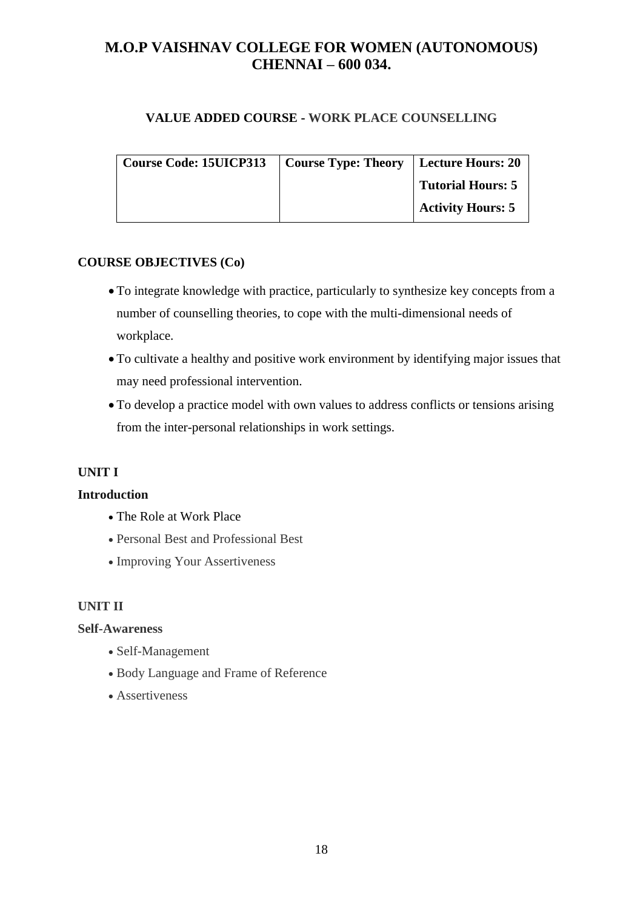# M.O.P VAISHNAV COLLEGE FOR WOMEN (AUTONOMOUS)
# CHENNAI – 600 034.

## VALUE ADDED COURSE - WORK PLACE COUNSELLING

| Course Code: 15UICP313 | Course Type: Theory | Lecture Hours: 20 |
|---|---|---|
| | | Tutorial Hours: 5 |
| | | Activity Hours: 5 |

### COURSE OBJECTIVES (Co)

- To integrate knowledge with practice, particularly to synthesize key concepts from a number of counselling theories, to cope with the multi-dimensional needs of workplace.
- To cultivate a healthy and positive work environment by identifying major issues that may need professional intervention.
- To develop a practice model with own values to address conflicts or tensions arising from the inter-personal relationships in work settings.

### UNIT I

**Introduction**

- The Role at Work Place
- Personal Best and Professional Best
- Improving Your Assertiveness

### UNIT II

**Self-Awareness**

- Self-Management
- Body Language and Frame of Reference
- Assertiveness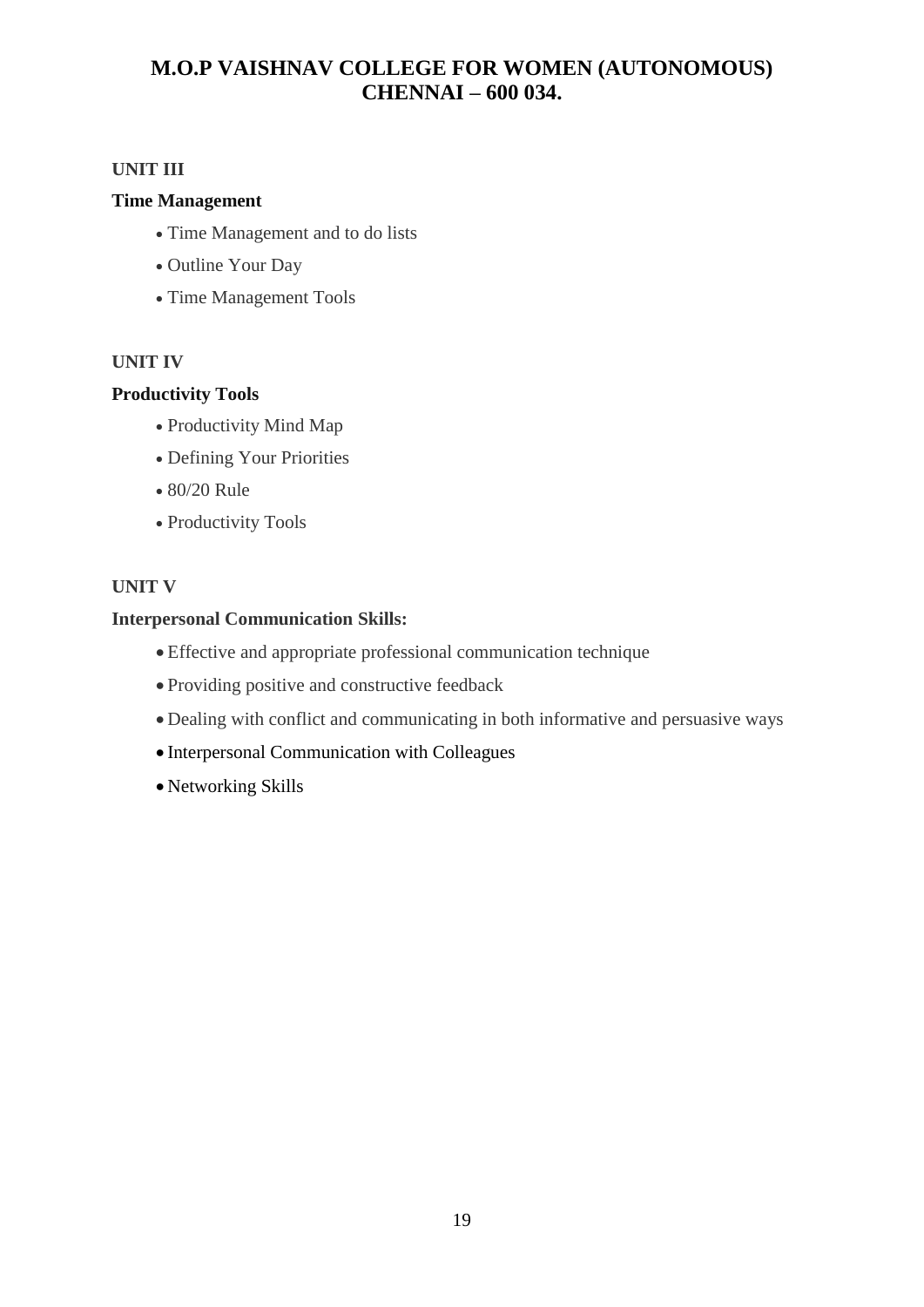**UNIT III**

**Time Management**

- Time Management and to do lists
- Outline Your Day
- Time Management Tools

**UNIT IV**

**Productivity Tools**

- Productivity Mind Map
- Defining Your Priorities
- 80/20 Rule
- Productivity Tools

**UNIT V**

**Interpersonal Communication Skills:**

- Effective and appropriate professional communication technique
- Providing positive and constructive feedback
- Dealing with conflict and communicating in both informative and persuasive ways
- Interpersonal Communication with Colleagues
- Networking Skills